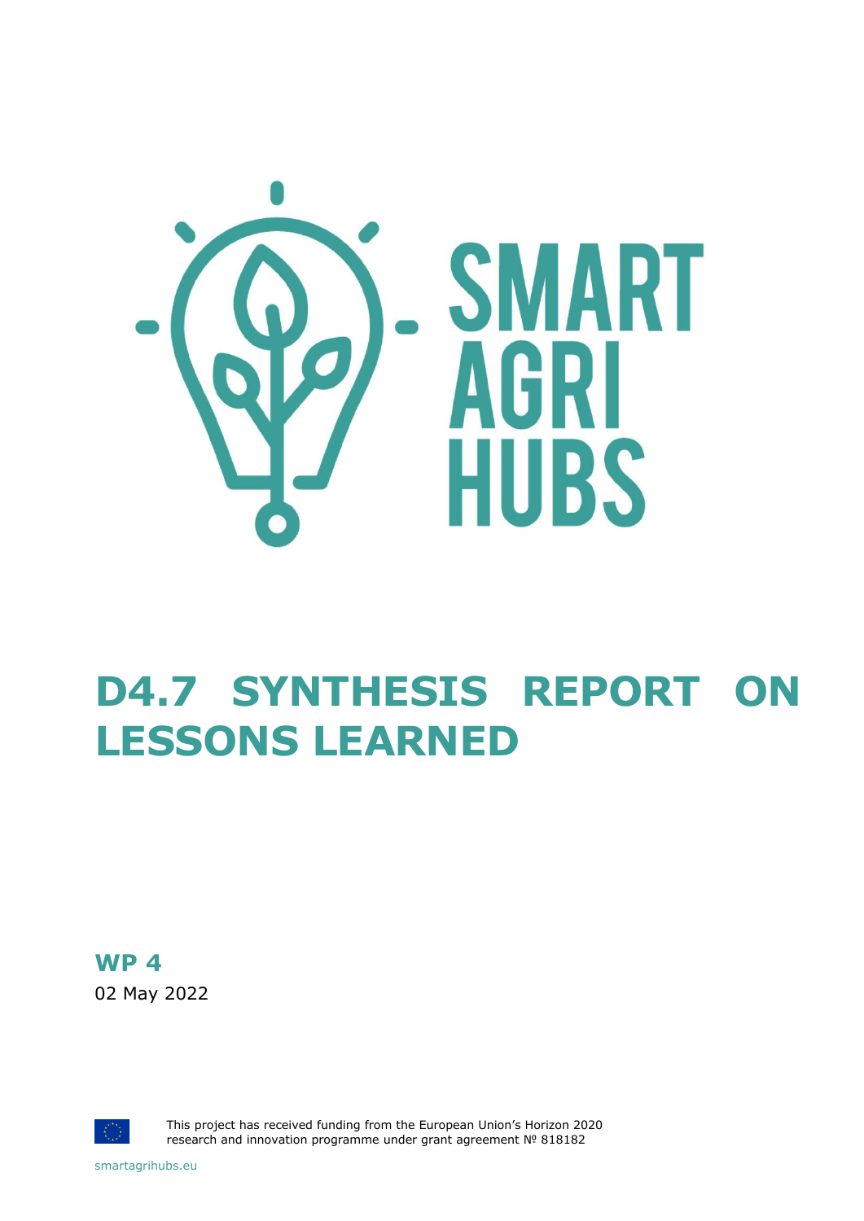SMART AGRI HUBS

# D4.7 SYNTHESIS REPORT ON LESSONS LEARNED

**WP 4**

02 May 2022

This project has received funding from the European Union's Horizon 2020 research and innovation programme under grant agreement № 818182

smartagrihubs.eu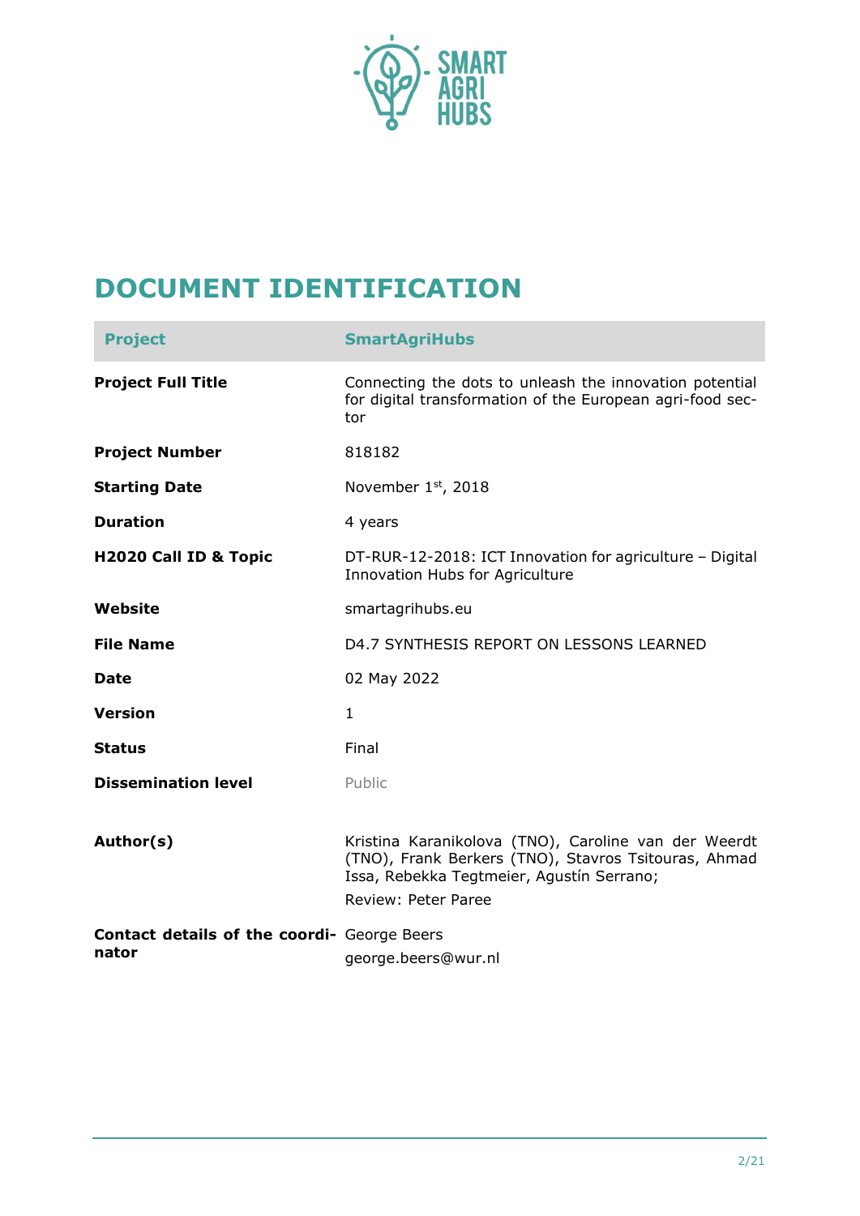# DOCUMENT IDENTIFICATION

| Project | SmartAgriHubs |
|---|---|
| **Project Full Title** | Connecting the dots to unleash the innovation potential for digital transformation of the European agri-food sector |
| **Project Number** | 818182 |
| **Starting Date** | November 1st, 2018 |
| **Duration** | 4 years |
| **H2020 Call ID & Topic** | DT-RUR-12-2018: ICT Innovation for agriculture – Digital Innovation Hubs for Agriculture |
| **Website** | smartagrihubs.eu |
| **File Name** | D4.7 SYNTHESIS REPORT ON LESSONS LEARNED |
| **Date** | 02 May 2022 |
| **Version** | 1 |
| **Status** | Final |
| **Dissemination level** | Public |
| **Author(s)** | Kristina Karanikolova (TNO), Caroline van der Weerdt (TNO), Frank Berkers (TNO), Stavros Tsitouras, Ahmad Issa, Rebekka Tegtmeier, Agustín Serrano; Review: Peter Paree |
| **Contact details of the coordinator** | George Beers george.beers@wur.nl |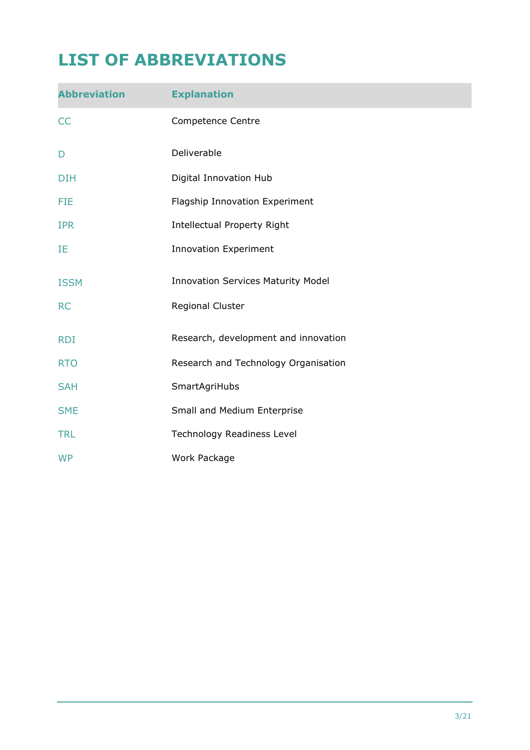# LIST OF ABBREVIATIONS

| Abbreviation | Explanation |
| --- | --- |
| CC | Competence Centre |
| D | Deliverable |
| DIH | Digital Innovation Hub |
| FIE | Flagship Innovation Experiment |
| IPR | Intellectual Property Right |
| IE | Innovation Experiment |
| ISSM | Innovation Services Maturity Model |
| RC | Regional Cluster |
| RDI | Research, development and innovation |
| RTO | Research and Technology Organisation |
| SAH | SmartAgriHubs |
| SME | Small and Medium Enterprise |
| TRL | Technology Readiness Level |
| WP | Work Package |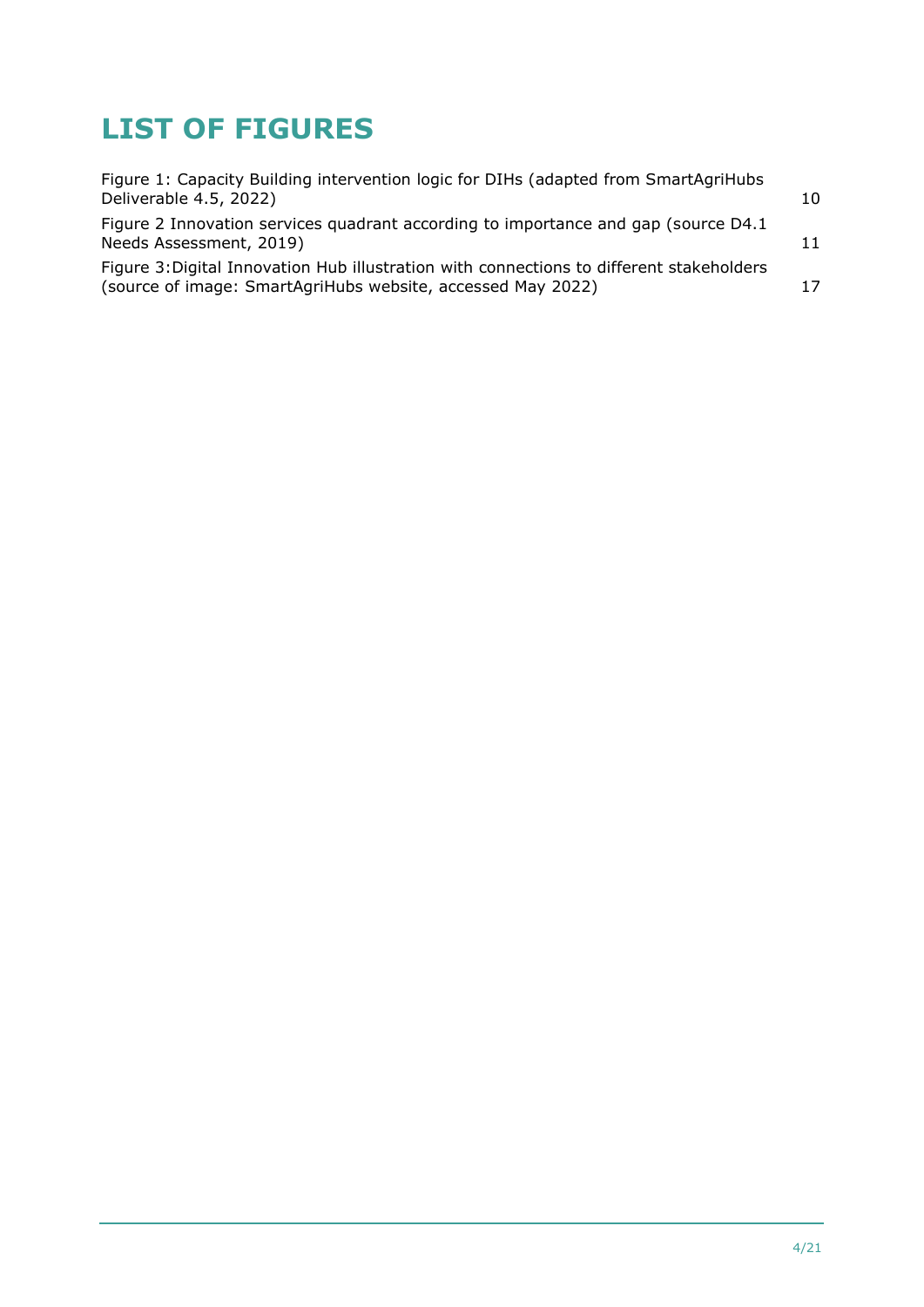# LIST OF FIGURES

Figure 1: Capacity Building intervention logic for DIHs (adapted from SmartAgriHubs Deliverable 4.5, 2022) 10

Figure 2 Innovation services quadrant according to importance and gap (source D4.1 Needs Assessment, 2019) 11

Figure 3:Digital Innovation Hub illustration with connections to different stakeholders (source of image: SmartAgriHubs website, accessed May 2022) 17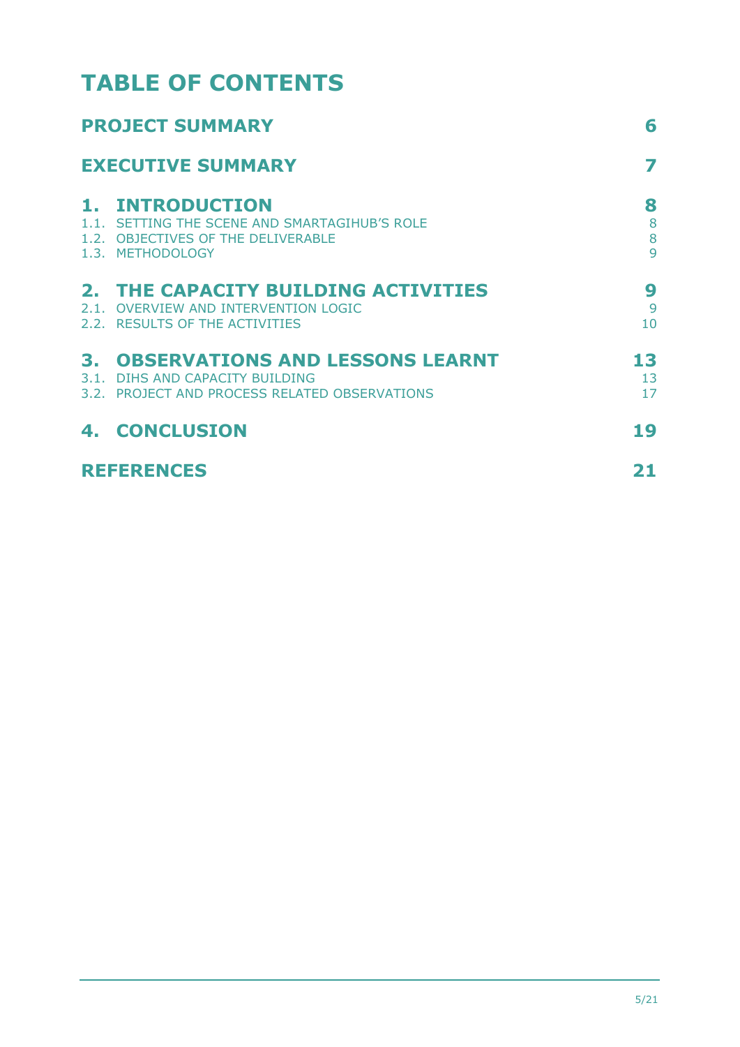# TABLE OF CONTENTS

**PROJECT SUMMARY** 6

**EXECUTIVE SUMMARY** 7

**1. INTRODUCTION** 8

1.1. SETTING THE SCENE AND SMARTAGIHUB'S ROLE 8

1.2. OBJECTIVES OF THE DELIVERABLE 8

1.3. METHODOLOGY 9

**2. THE CAPACITY BUILDING ACTIVITIES** 9

2.1. OVERVIEW AND INTERVENTION LOGIC 9

2.2. RESULTS OF THE ACTIVITIES 10

**3. OBSERVATIONS AND LESSONS LEARNT** 13

3.1. DIHS AND CAPACITY BUILDING 13

3.2. PROJECT AND PROCESS RELATED OBSERVATIONS 17

**4. CONCLUSION** 19

**REFERENCES** 21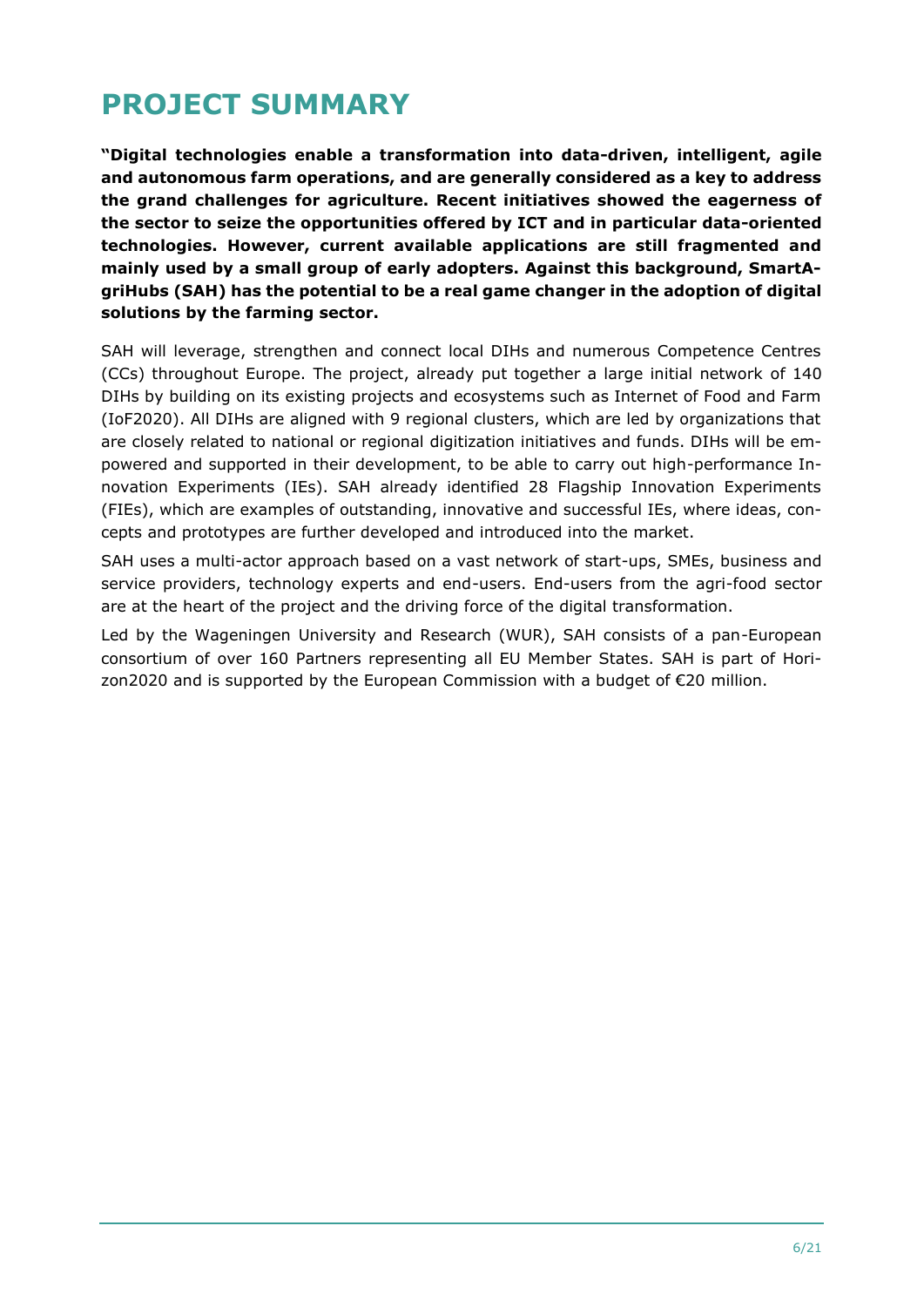# PROJECT SUMMARY

**"Digital technologies enable a transformation into data-driven, intelligent, agile and autonomous farm operations, and are generally considered as a key to address the grand challenges for agriculture. Recent initiatives showed the eagerness of the sector to seize the opportunities offered by ICT and in particular data-oriented technologies. However, current available applications are still fragmented and mainly used by a small group of early adopters. Against this background, SmartAgriHubs (SAH) has the potential to be a real game changer in the adoption of digital solutions by the farming sector.**

SAH will leverage, strengthen and connect local DIHs and numerous Competence Centres (CCs) throughout Europe. The project, already put together a large initial network of 140 DIHs by building on its existing projects and ecosystems such as Internet of Food and Farm (IoF2020). All DIHs are aligned with 9 regional clusters, which are led by organizations that are closely related to national or regional digitization initiatives and funds. DIHs will be empowered and supported in their development, to be able to carry out high-performance Innovation Experiments (IEs). SAH already identified 28 Flagship Innovation Experiments (FIEs), which are examples of outstanding, innovative and successful IEs, where ideas, concepts and prototypes are further developed and introduced into the market.

SAH uses a multi-actor approach based on a vast network of start-ups, SMEs, business and service providers, technology experts and end-users. End-users from the agri-food sector are at the heart of the project and the driving force of the digital transformation.

Led by the Wageningen University and Research (WUR), SAH consists of a pan-European consortium of over 160 Partners representing all EU Member States. SAH is part of Horizon2020 and is supported by the European Commission with a budget of €20 million.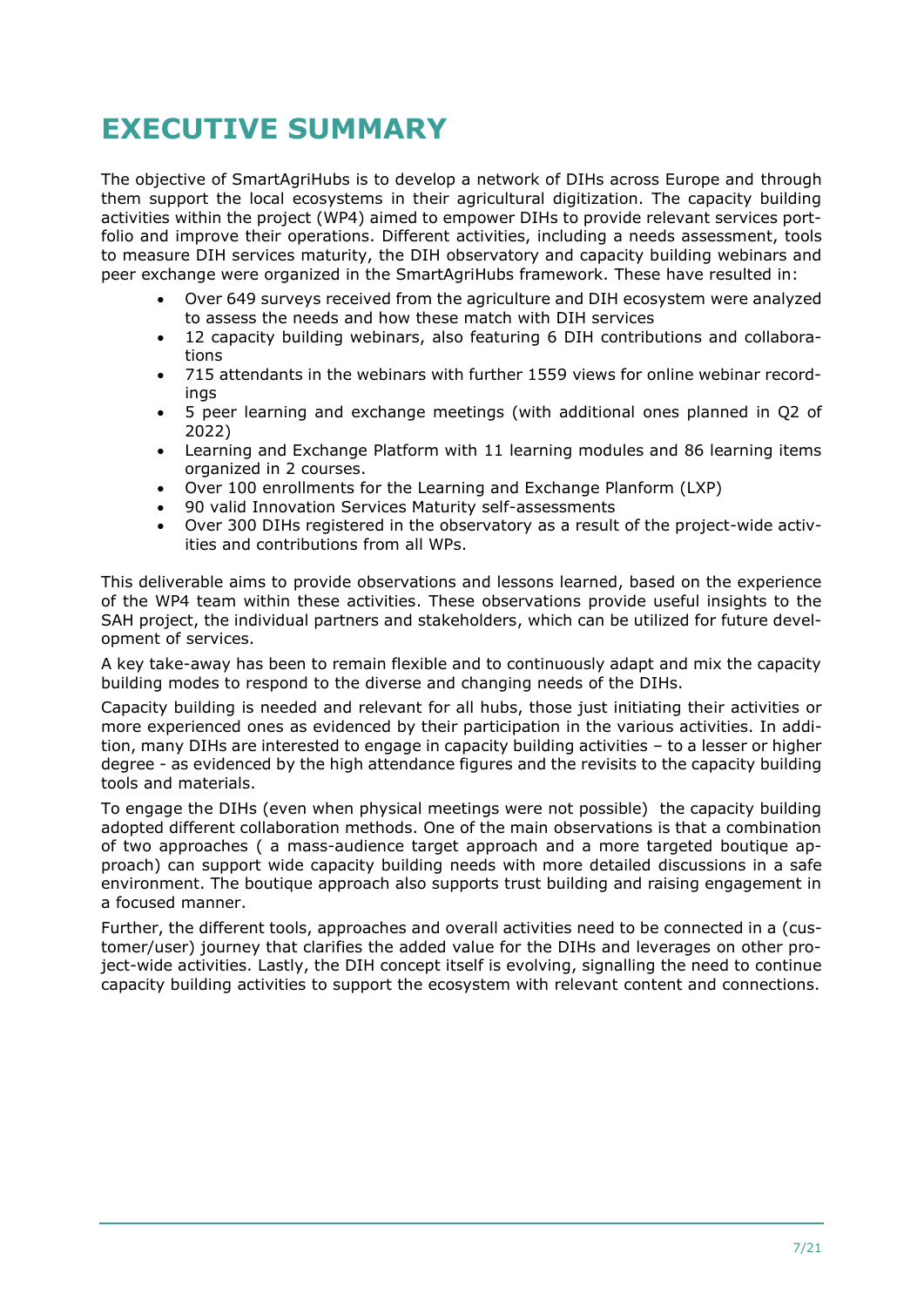# EXECUTIVE SUMMARY

The objective of SmartAgriHubs is to develop a network of DIHs across Europe and through them support the local ecosystems in their agricultural digitization. The capacity building activities within the project (WP4) aimed to empower DIHs to provide relevant services portfolio and improve their operations. Different activities, including a needs assessment, tools to measure DIH services maturity, the DIH observatory and capacity building webinars and peer exchange were organized in the SmartAgriHubs framework. These have resulted in:

- Over 649 surveys received from the agriculture and DIH ecosystem were analyzed to assess the needs and how these match with DIH services
- 12 capacity building webinars, also featuring 6 DIH contributions and collaborations
- 715 attendants in the webinars with further 1559 views for online webinar recordings
- 5 peer learning and exchange meetings (with additional ones planned in Q2 of 2022)
- Learning and Exchange Platform with 11 learning modules and 86 learning items organized in 2 courses.
- Over 100 enrollments for the Learning and Exchange Planform (LXP)
- 90 valid Innovation Services Maturity self-assessments
- Over 300 DIHs registered in the observatory as a result of the project-wide activities and contributions from all WPs.

This deliverable aims to provide observations and lessons learned, based on the experience of the WP4 team within these activities. These observations provide useful insights to the SAH project, the individual partners and stakeholders, which can be utilized for future development of services.

A key take-away has been to remain flexible and to continuously adapt and mix the capacity building modes to respond to the diverse and changing needs of the DIHs.

Capacity building is needed and relevant for all hubs, those just initiating their activities or more experienced ones as evidenced by their participation in the various activities. In addition, many DIHs are interested to engage in capacity building activities – to a lesser or higher degree - as evidenced by the high attendance figures and the revisits to the capacity building tools and materials.

To engage the DIHs (even when physical meetings were not possible) the capacity building adopted different collaboration methods. One of the main observations is that a combination of two approaches ( a mass-audience target approach and a more targeted boutique approach) can support wide capacity building needs with more detailed discussions in a safe environment. The boutique approach also supports trust building and raising engagement in a focused manner.

Further, the different tools, approaches and overall activities need to be connected in a (customer/user) journey that clarifies the added value for the DIHs and leverages on other project-wide activities. Lastly, the DIH concept itself is evolving, signalling the need to continue capacity building activities to support the ecosystem with relevant content and connections.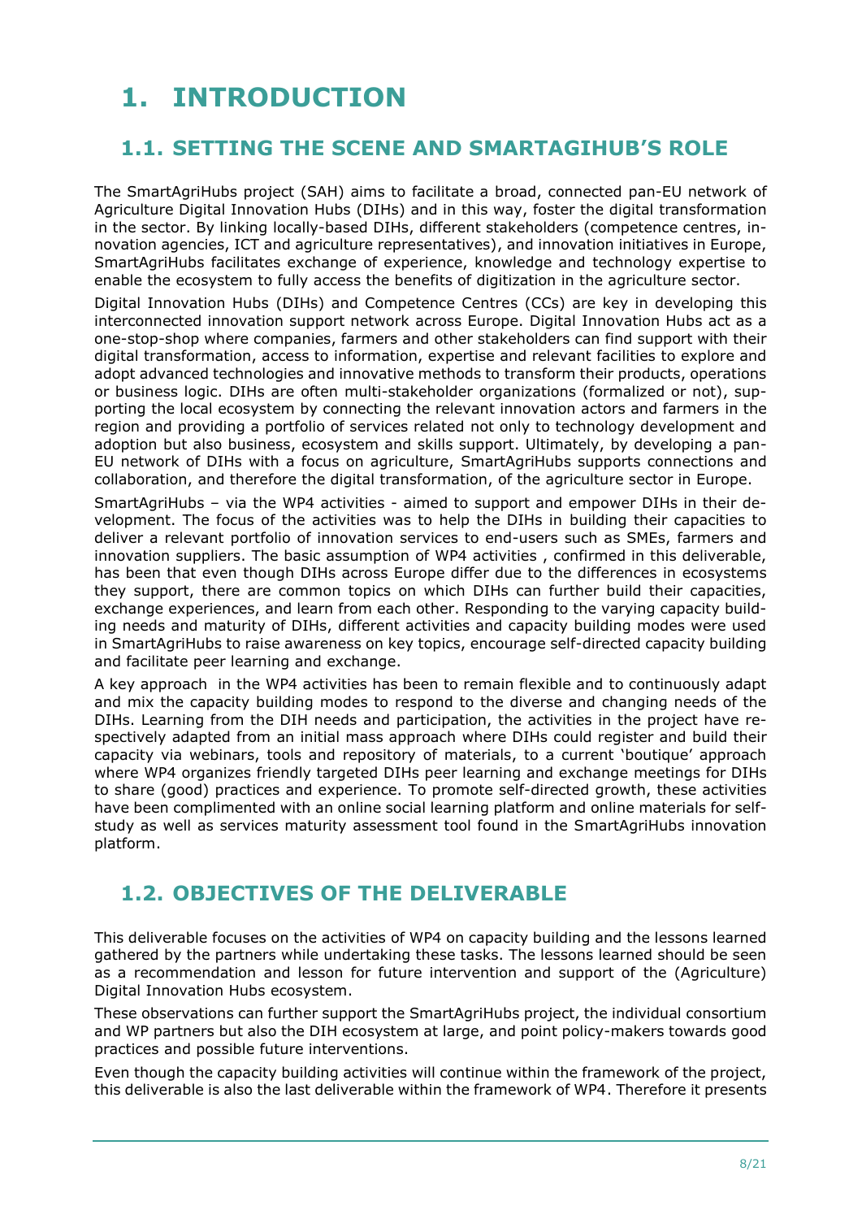# 1. INTRODUCTION

## 1.1. SETTING THE SCENE AND SMARTAGIHUB'S ROLE

The SmartAgriHubs project (SAH) aims to facilitate a broad, connected pan-EU network of Agriculture Digital Innovation Hubs (DIHs) and in this way, foster the digital transformation in the sector. By linking locally-based DIHs, different stakeholders (competence centres, innovation agencies, ICT and agriculture representatives), and innovation initiatives in Europe, SmartAgriHubs facilitates exchange of experience, knowledge and technology expertise to enable the ecosystem to fully access the benefits of digitization in the agriculture sector.

Digital Innovation Hubs (DIHs) and Competence Centres (CCs) are key in developing this interconnected innovation support network across Europe. Digital Innovation Hubs act as a one-stop-shop where companies, farmers and other stakeholders can find support with their digital transformation, access to information, expertise and relevant facilities to explore and adopt advanced technologies and innovative methods to transform their products, operations or business logic. DIHs are often multi-stakeholder organizations (formalized or not), supporting the local ecosystem by connecting the relevant innovation actors and farmers in the region and providing a portfolio of services related not only to technology development and adoption but also business, ecosystem and skills support. Ultimately, by developing a pan-EU network of DIHs with a focus on agriculture, SmartAgriHubs supports connections and collaboration, and therefore the digital transformation, of the agriculture sector in Europe.

SmartAgriHubs – via the WP4 activities - aimed to support and empower DIHs in their development. The focus of the activities was to help the DIHs in building their capacities to deliver a relevant portfolio of innovation services to end-users such as SMEs, farmers and innovation suppliers. The basic assumption of WP4 activities , confirmed in this deliverable, has been that even though DIHs across Europe differ due to the differences in ecosystems they support, there are common topics on which DIHs can further build their capacities, exchange experiences, and learn from each other. Responding to the varying capacity building needs and maturity of DIHs, different activities and capacity building modes were used in SmartAgriHubs to raise awareness on key topics, encourage self-directed capacity building and facilitate peer learning and exchange.

A key approach in the WP4 activities has been to remain flexible and to continuously adapt and mix the capacity building modes to respond to the diverse and changing needs of the DIHs. Learning from the DIH needs and participation, the activities in the project have respectively adapted from an initial mass approach where DIHs could register and build their capacity via webinars, tools and repository of materials, to a current 'boutique' approach where WP4 organizes friendly targeted DIHs peer learning and exchange meetings for DIHs to share (good) practices and experience. To promote self-directed growth, these activities have been complimented with an online social learning platform and online materials for self-study as well as services maturity assessment tool found in the SmartAgriHubs innovation platform.

## 1.2. OBJECTIVES OF THE DELIVERABLE

This deliverable focuses on the activities of WP4 on capacity building and the lessons learned gathered by the partners while undertaking these tasks. The lessons learned should be seen as a recommendation and lesson for future intervention and support of the (Agriculture) Digital Innovation Hubs ecosystem.

These observations can further support the SmartAgriHubs project, the individual consortium and WP partners but also the DIH ecosystem at large, and point policy-makers towards good practices and possible future interventions.

Even though the capacity building activities will continue within the framework of the project, this deliverable is also the last deliverable within the framework of WP4. Therefore it presents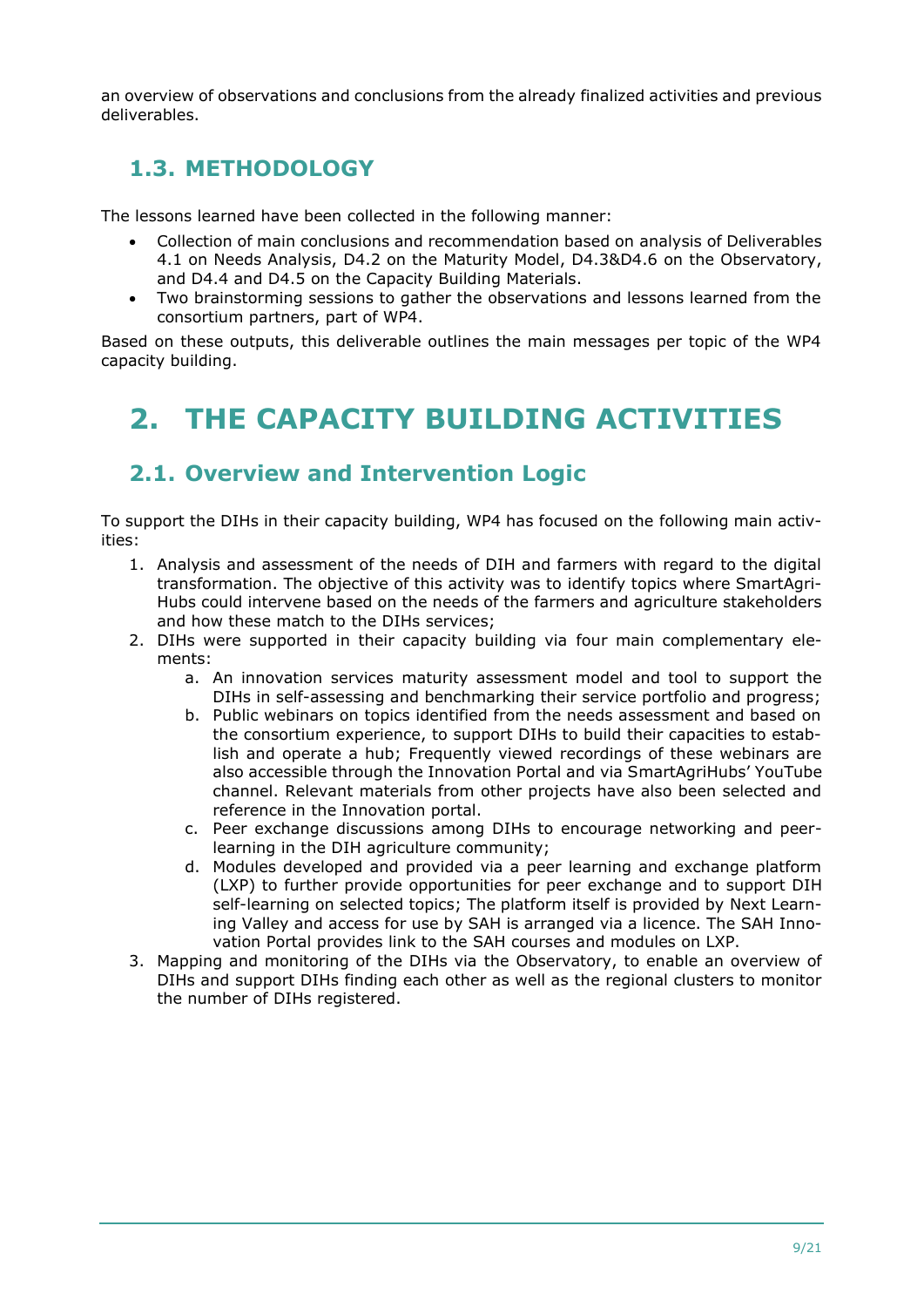an overview of observations and conclusions from the already finalized activities and previous deliverables.

## 1.3. METHODOLOGY

The lessons learned have been collected in the following manner:

- Collection of main conclusions and recommendation based on analysis of Deliverables 4.1 on Needs Analysis, D4.2 on the Maturity Model, D4.3&D4.6 on the Observatory, and D4.4 and D4.5 on the Capacity Building Materials.
- Two brainstorming sessions to gather the observations and lessons learned from the consortium partners, part of WP4.

Based on these outputs, this deliverable outlines the main messages per topic of the WP4 capacity building.

# 2. THE CAPACITY BUILDING ACTIVITIES

## 2.1. Overview and Intervention Logic

To support the DIHs in their capacity building, WP4 has focused on the following main activities:

1. Analysis and assessment of the needs of DIH and farmers with regard to the digital transformation. The objective of this activity was to identify topics where SmartAgriHubs could intervene based on the needs of the farmers and agriculture stakeholders and how these match to the DIHs services;
2. DIHs were supported in their capacity building via four main complementary elements:
   a. An innovation services maturity assessment model and tool to support the DIHs in self-assessing and benchmarking their service portfolio and progress;
   b. Public webinars on topics identified from the needs assessment and based on the consortium experience, to support DIHs to build their capacities to establish and operate a hub; Frequently viewed recordings of these webinars are also accessible through the Innovation Portal and via SmartAgriHubs' YouTube channel. Relevant materials from other projects have also been selected and reference in the Innovation portal.
   c. Peer exchange discussions among DIHs to encourage networking and peer-learning in the DIH agriculture community;
   d. Modules developed and provided via a peer learning and exchange platform (LXP) to further provide opportunities for peer exchange and to support DIH self-learning on selected topics; The platform itself is provided by Next Learning Valley and access for use by SAH is arranged via a licence. The SAH Innovation Portal provides link to the SAH courses and modules on LXP.
3. Mapping and monitoring of the DIHs via the Observatory, to enable an overview of DIHs and support DIHs finding each other as well as the regional clusters to monitor the number of DIHs registered.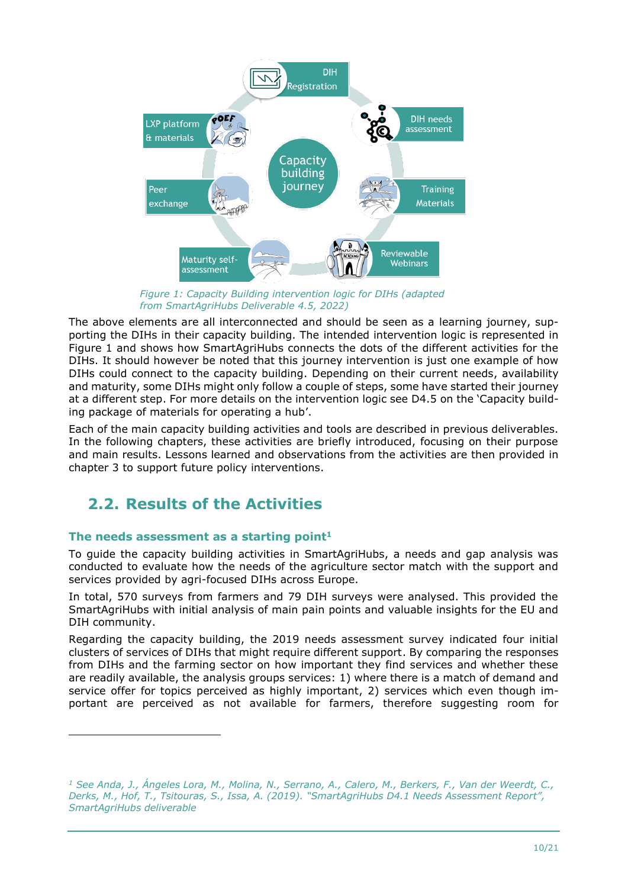*Figure 1: Capacity Building intervention logic for DIHs (adapted from SmartAgriHubs Deliverable 4.5, 2022)*

The above elements are all interconnected and should be seen as a learning journey, supporting the DIHs in their capacity building. The intended intervention logic is represented in Figure 1 and shows how SmartAgriHubs connects the dots of the different activities for the DIHs. It should however be noted that this journey intervention is just one example of how DIHs could connect to the capacity building. Depending on their current needs, availability and maturity, some DIHs might only follow a couple of steps, some have started their journey at a different step. For more details on the intervention logic see D4.5 on the 'Capacity building package of materials for operating a hub'.

Each of the main capacity building activities and tools are described in previous deliverables. In the following chapters, these activities are briefly introduced, focusing on their purpose and main results. Lessons learned and observations from the activities are then provided in chapter 3 to support future policy interventions.

## 2.2. Results of the Activities

### The needs assessment as a starting point[1]

To guide the capacity building activities in SmartAgriHubs, a needs and gap analysis was conducted to evaluate how the needs of the agriculture sector match with the support and services provided by agri-focused DIHs across Europe.

In total, 570 surveys from farmers and 79 DIH surveys were analysed. This provided the SmartAgriHubs with initial analysis of main pain points and valuable insights for the EU and DIH community.

Regarding the capacity building, the 2019 needs assessment survey indicated four initial clusters of services of DIHs that might require different support. By comparing the responses from DIHs and the farming sector on how important they find services and whether these are readily available, the analysis groups services: 1) where there is a match of demand and service offer for topics perceived as highly important, 2) services which even though important are perceived as not available for farmers, therefore suggesting room for

[1] *See Anda, J., Ángeles Lora, M., Molina, N., Serrano, A., Calero, M., Berkers, F., Van der Weerdt, C., Derks, M., Hof, T., Tsitouras, S., Issa, A. (2019). "SmartAgriHubs D4.1 Needs Assessment Report", SmartAgriHubs deliverable*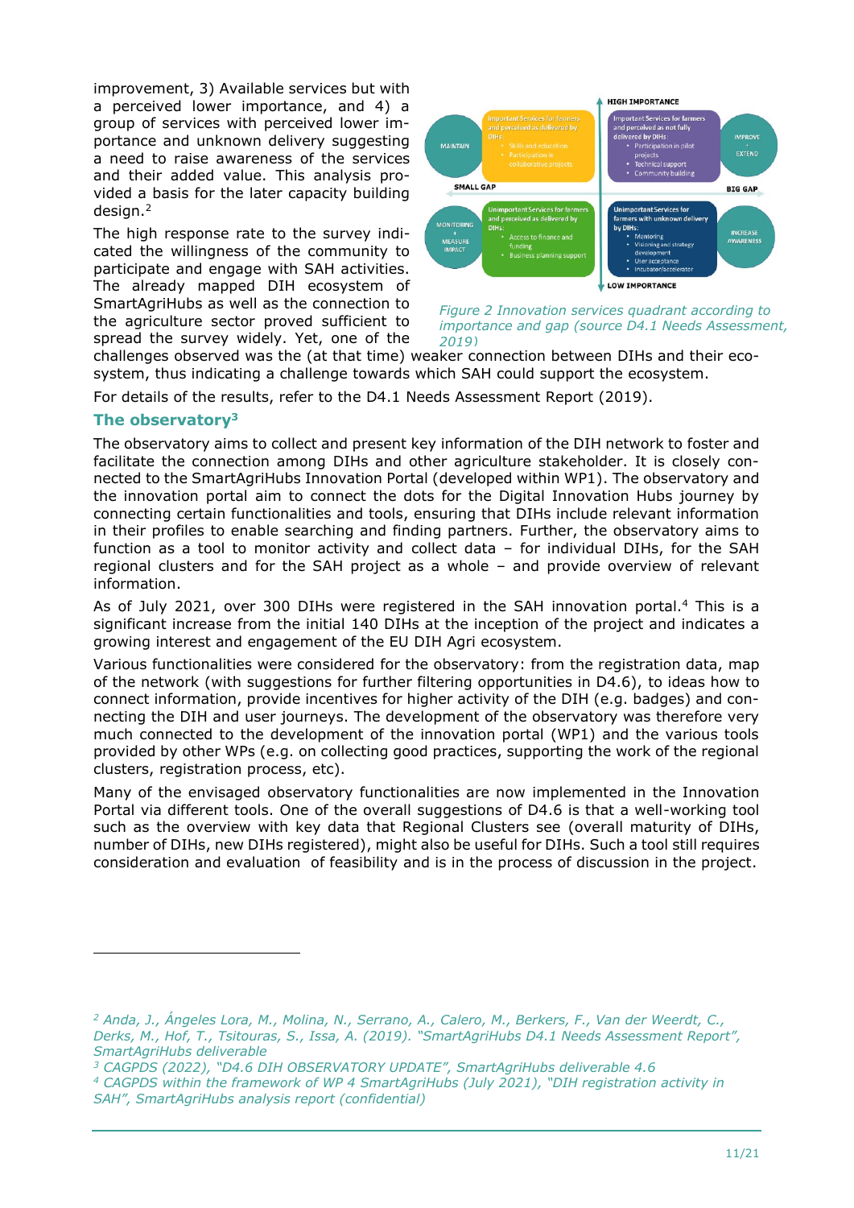improvement, 3) Available services but with a perceived lower importance, and 4) a group of services with perceived lower importance and unknown delivery suggesting a need to raise awareness of the services and their added value. This analysis provided a basis for the later capacity building design.[2]

The high response rate to the survey indicated the willingness of the community to participate and engage with SAH activities. The already mapped DIH ecosystem of SmartAgriHubs as well as the connection to the agriculture sector proved sufficient to spread the survey widely. Yet, one of the challenges observed was the (at that time) weaker connection between DIHs and their ecosystem, thus indicating a challenge towards which SAH could support the ecosystem.

HIGH IMPORTANCE

| | SMALL GAP | BIG GAP | |
|---|---|---|---|
| MAINTAIN | Important Services for farmers and perceived as delivered by DIHs: • Skills and education • Participation in collaborative projects | Important Services for farmers and perceived as not fully delivered by DIHs: • Participation in pilot projects • Technical support • Community building | IMPROVE + EXTEND |
| MONITORING + MEASURE IMPACT | Unimportant Services for farmers and perceived as delivered by DIHs: • Access to finance and funding • Business planning support | Unimportant Services for farmers with unknown delivery by DIHs: • Mentoring • Visioning and strategy development • User acceptance • Incubator/accelerator | INCREASE AWARENESS |

LOW IMPORTANCE

*Figure 2 Innovation services quadrant according to importance and gap (source D4.1 Needs Assessment, 2019)*

For details of the results, refer to the D4.1 Needs Assessment Report (2019).

## The observatory[3]

The observatory aims to collect and present key information of the DIH network to foster and facilitate the connection among DIHs and other agriculture stakeholder. It is closely connected to the SmartAgriHubs Innovation Portal (developed within WP1). The observatory and the innovation portal aim to connect the dots for the Digital Innovation Hubs journey by connecting certain functionalities and tools, ensuring that DIHs include relevant information in their profiles to enable searching and finding partners. Further, the observatory aims to function as a tool to monitor activity and collect data – for individual DIHs, for the SAH regional clusters and for the SAH project as a whole – and provide overview of relevant information.

As of July 2021, over 300 DIHs were registered in the SAH innovation portal.[4] This is a significant increase from the initial 140 DIHs at the inception of the project and indicates a growing interest and engagement of the EU DIH Agri ecosystem.

Various functionalities were considered for the observatory: from the registration data, map of the network (with suggestions for further filtering opportunities in D4.6), to ideas how to connect information, provide incentives for higher activity of the DIH (e.g. badges) and connecting the DIH and user journeys. The development of the observatory was therefore very much connected to the development of the innovation portal (WP1) and the various tools provided by other WPs (e.g. on collecting good practices, supporting the work of the regional clusters, registration process, etc).

Many of the envisaged observatory functionalities are now implemented in the Innovation Portal via different tools. One of the overall suggestions of D4.6 is that a well-working tool such as the overview with key data that Regional Clusters see (overall maturity of DIHs, number of DIHs, new DIHs registered), might also be useful for DIHs. Such a tool still requires consideration and evaluation of feasibility and is in the process of discussion in the project.

---

[2] *Anda, J., Ángeles Lora, M., Molina, N., Serrano, A., Calero, M., Berkers, F., Van der Weerdt, C., Derks, M., Hof, T., Tsitouras, S., Issa, A. (2019). "SmartAgriHubs D4.1 Needs Assessment Report", SmartAgriHubs deliverable*

[3] *CAGPDS (2022), "D4.6 DIH OBSERVATORY UPDATE", SmartAgriHubs deliverable 4.6*

[4] *CAGPDS within the framework of WP 4 SmartAgriHubs (July 2021), "DIH registration activity in SAH", SmartAgriHubs analysis report (confidential)*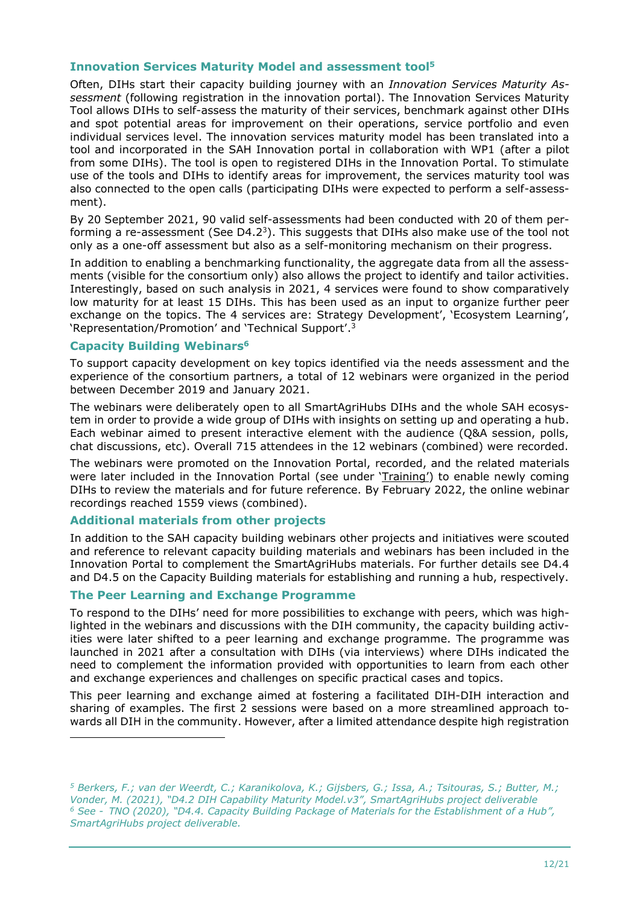### Innovation Services Maturity Model and assessment tool[5]

Often, DIHs start their capacity building journey with an *Innovation Services Maturity Assessment* (following registration in the innovation portal). The Innovation Services Maturity Tool allows DIHs to self-assess the maturity of their services, benchmark against other DIHs and spot potential areas for improvement on their operations, service portfolio and even individual services level. The innovation services maturity model has been translated into a tool and incorporated in the SAH Innovation portal in collaboration with WP1 (after a pilot from some DIHs). The tool is open to registered DIHs in the Innovation Portal. To stimulate use of the tools and DIHs to identify areas for improvement, the services maturity tool was also connected to the open calls (participating DIHs were expected to perform a self-assessment).

By 20 September 2021, 90 valid self-assessments had been conducted with 20 of them performing a re-assessment (See D4.2[3]). This suggests that DIHs also make use of the tool not only as a one-off assessment but also as a self-monitoring mechanism on their progress.

In addition to enabling a benchmarking functionality, the aggregate data from all the assessments (visible for the consortium only) also allows the project to identify and tailor activities. Interestingly, based on such analysis in 2021, 4 services were found to show comparatively low maturity for at least 15 DIHs. This has been used as an input to organize further peer exchange on the topics. The 4 services are: Strategy Development', 'Ecosystem Learning', 'Representation/Promotion' and 'Technical Support'.[3]

### Capacity Building Webinars[6]

To support capacity development on key topics identified via the needs assessment and the experience of the consortium partners, a total of 12 webinars were organized in the period between December 2019 and January 2021.

The webinars were deliberately open to all SmartAgriHubs DIHs and the whole SAH ecosystem in order to provide a wide group of DIHs with insights on setting up and operating a hub. Each webinar aimed to present interactive element with the audience (Q&A session, polls, chat discussions, etc). Overall 715 attendees in the 12 webinars (combined) were recorded.

The webinars were promoted on the Innovation Portal, recorded, and the related materials were later included in the Innovation Portal (see under 'Training') to enable newly coming DIHs to review the materials and for future reference. By February 2022, the online webinar recordings reached 1559 views (combined).

### Additional materials from other projects

In addition to the SAH capacity building webinars other projects and initiatives were scouted and reference to relevant capacity building materials and webinars has been included in the Innovation Portal to complement the SmartAgriHubs materials. For further details see D4.4 and D4.5 on the Capacity Building materials for establishing and running a hub, respectively.

### The Peer Learning and Exchange Programme

To respond to the DIHs' need for more possibilities to exchange with peers, which was highlighted in the webinars and discussions with the DIH community, the capacity building activities were later shifted to a peer learning and exchange programme. The programme was launched in 2021 after a consultation with DIHs (via interviews) where DIHs indicated the need to complement the information provided with opportunities to learn from each other and exchange experiences and challenges on specific practical cases and topics.

This peer learning and exchange aimed at fostering a facilitated DIH-DIH interaction and sharing of examples. The first 2 sessions were based on a more streamlined approach towards all DIH in the community. However, after a limited attendance despite high registration

---

[5] *Berkers, F.; van der Weerdt, C.; Karanikolova, K.; Gijsbers, G.; Issa, A.; Tsitouras, S.; Butter, M.; Vonder, M. (2021), "D4.2 DIH Capability Maturity Model.v3", SmartAgriHubs project deliverable*

[6] *See - TNO (2020), "D4.4. Capacity Building Package of Materials for the Establishment of a Hub", SmartAgriHubs project deliverable.*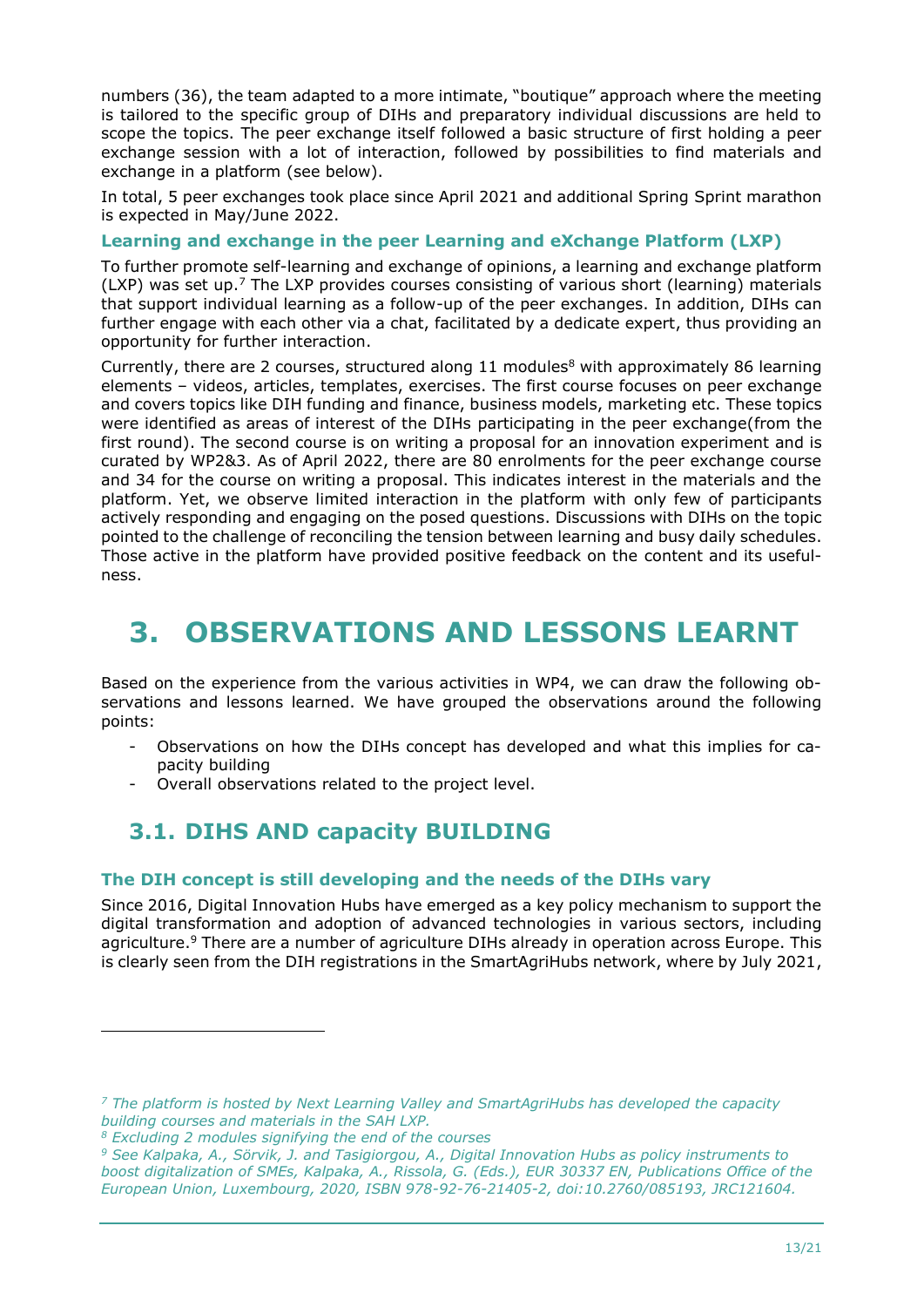numbers (36), the team adapted to a more intimate, "boutique" approach where the meeting is tailored to the specific group of DIHs and preparatory individual discussions are held to scope the topics. The peer exchange itself followed a basic structure of first holding a peer exchange session with a lot of interaction, followed by possibilities to find materials and exchange in a platform (see below).

In total, 5 peer exchanges took place since April 2021 and additional Spring Sprint marathon is expected in May/June 2022.

### Learning and exchange in the peer Learning and eXchange Platform (LXP)

To further promote self-learning and exchange of opinions, a learning and exchange platform (LXP) was set up.[7] The LXP provides courses consisting of various short (learning) materials that support individual learning as a follow-up of the peer exchanges. In addition, DIHs can further engage with each other via a chat, facilitated by a dedicate expert, thus providing an opportunity for further interaction.

Currently, there are 2 courses, structured along 11 modules[8] with approximately 86 learning elements – videos, articles, templates, exercises. The first course focuses on peer exchange and covers topics like DIH funding and finance, business models, marketing etc. These topics were identified as areas of interest of the DIHs participating in the peer exchange(from the first round). The second course is on writing a proposal for an innovation experiment and is curated by WP2&3. As of April 2022, there are 80 enrolments for the peer exchange course and 34 for the course on writing a proposal. This indicates interest in the materials and the platform. Yet, we observe limited interaction in the platform with only few of participants actively responding and engaging on the posed questions. Discussions with DIHs on the topic pointed to the challenge of reconciling the tension between learning and busy daily schedules. Those active in the platform have provided positive feedback on the content and its usefulness.

# 3. OBSERVATIONS AND LESSONS LEARNT

Based on the experience from the various activities in WP4, we can draw the following observations and lessons learned. We have grouped the observations around the following points:

- Observations on how the DIHs concept has developed and what this implies for capacity building
- Overall observations related to the project level.

## 3.1. DIHS AND capacity BUILDING

### The DIH concept is still developing and the needs of the DIHs vary

Since 2016, Digital Innovation Hubs have emerged as a key policy mechanism to support the digital transformation and adoption of advanced technologies in various sectors, including agriculture.[9] There are a number of agriculture DIHs already in operation across Europe. This is clearly seen from the DIH registrations in the SmartAgriHubs network, where by July 2021,

---

*[7] The platform is hosted by Next Learning Valley and SmartAgriHubs has developed the capacity building courses and materials in the SAH LXP.*

*[8] Excluding 2 modules signifying the end of the courses*

*[9] See Kalpaka, A., Sörvik, J. and Tasigiorgou, A., Digital Innovation Hubs as policy instruments to boost digitalization of SMEs, Kalpaka, A., Rissola, G. (Eds.), EUR 30337 EN, Publications Office of the European Union, Luxembourg, 2020, ISBN 978-92-76-21405-2, doi:10.2760/085193, JRC121604.*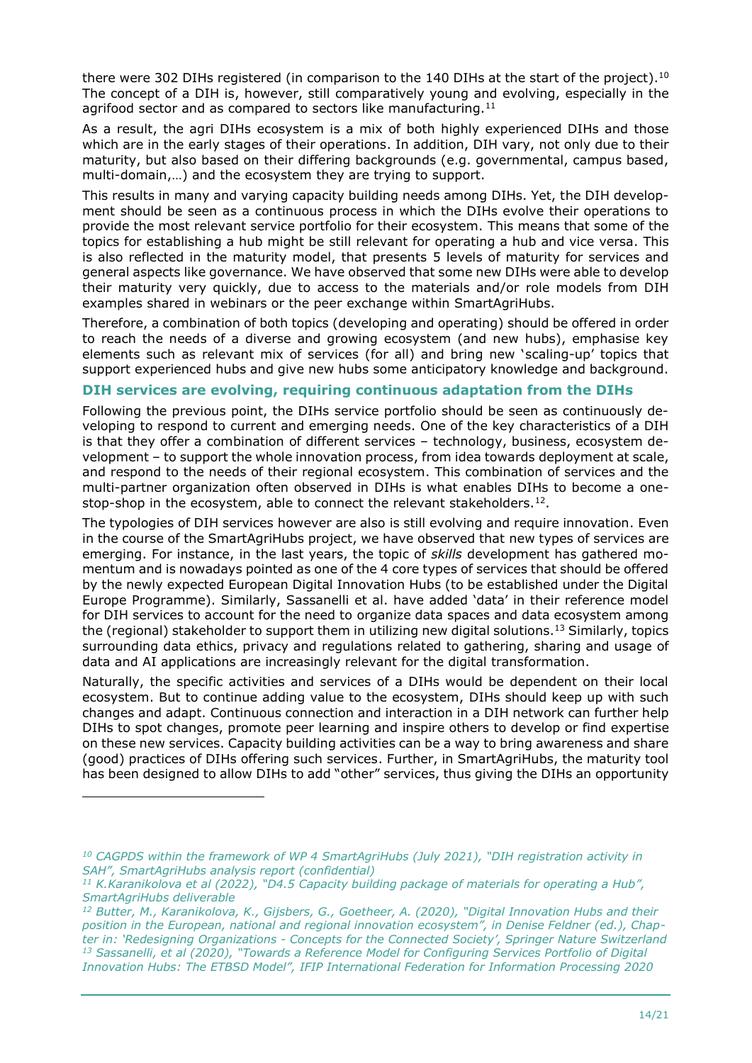there were 302 DIHs registered (in comparison to the 140 DIHs at the start of the project).[10] The concept of a DIH is, however, still comparatively young and evolving, especially in the agrifood sector and as compared to sectors like manufacturing.[11]

As a result, the agri DIHs ecosystem is a mix of both highly experienced DIHs and those which are in the early stages of their operations. In addition, DIH vary, not only due to their maturity, but also based on their differing backgrounds (e.g. governmental, campus based, multi-domain,…) and the ecosystem they are trying to support.

This results in many and varying capacity building needs among DIHs. Yet, the DIH development should be seen as a continuous process in which the DIHs evolve their operations to provide the most relevant service portfolio for their ecosystem. This means that some of the topics for establishing a hub might be still relevant for operating a hub and vice versa. This is also reflected in the maturity model, that presents 5 levels of maturity for services and general aspects like governance. We have observed that some new DIHs were able to develop their maturity very quickly, due to access to the materials and/or role models from DIH examples shared in webinars or the peer exchange within SmartAgriHubs.

Therefore, a combination of both topics (developing and operating) should be offered in order to reach the needs of a diverse and growing ecosystem (and new hubs), emphasise key elements such as relevant mix of services (for all) and bring new 'scaling-up' topics that support experienced hubs and give new hubs some anticipatory knowledge and background.

### DIH services are evolving, requiring continuous adaptation from the DIHs

Following the previous point, the DIHs service portfolio should be seen as continuously developing to respond to current and emerging needs. One of the key characteristics of a DIH is that they offer a combination of different services – technology, business, ecosystem development – to support the whole innovation process, from idea towards deployment at scale, and respond to the needs of their regional ecosystem. This combination of services and the multi-partner organization often observed in DIHs is what enables DIHs to become a one-stop-shop in the ecosystem, able to connect the relevant stakeholders.[12].

The typologies of DIH services however are also is still evolving and require innovation. Even in the course of the SmartAgriHubs project, we have observed that new types of services are emerging. For instance, in the last years, the topic of *skills* development has gathered momentum and is nowadays pointed as one of the 4 core types of services that should be offered by the newly expected European Digital Innovation Hubs (to be established under the Digital Europe Programme). Similarly, Sassanelli et al. have added 'data' in their reference model for DIH services to account for the need to organize data spaces and data ecosystem among the (regional) stakeholder to support them in utilizing new digital solutions.[13] Similarly, topics surrounding data ethics, privacy and regulations related to gathering, sharing and usage of data and AI applications are increasingly relevant for the digital transformation.

Naturally, the specific activities and services of a DIHs would be dependent on their local ecosystem. But to continue adding value to the ecosystem, DIHs should keep up with such changes and adapt. Continuous connection and interaction in a DIH network can further help DIHs to spot changes, promote peer learning and inspire others to develop or find expertise on these new services. Capacity building activities can be a way to bring awareness and share (good) practices of DIHs offering such services. Further, in SmartAgriHubs, the maturity tool has been designed to allow DIHs to add "other" services, thus giving the DIHs an opportunity

---

*[10] CAGPDS within the framework of WP 4 SmartAgriHubs (July 2021), "DIH registration activity in SAH", SmartAgriHubs analysis report (confidential)*

*[11] K.Karanikolova et al (2022), "D4.5 Capacity building package of materials for operating a Hub", SmartAgriHubs deliverable*

*[12] Butter, M., Karanikolova, K., Gijsbers, G., Goetheer, A. (2020), "Digital Innovation Hubs and their position in the European, national and regional innovation ecosystem", in Denise Feldner (ed.), Chapter in: 'Redesigning Organizations - Concepts for the Connected Society', Springer Nature Switzerland*

*[13] Sassanelli, et al (2020), "Towards a Reference Model for Configuring Services Portfolio of Digital Innovation Hubs: The ETBSD Model", IFIP International Federation for Information Processing 2020*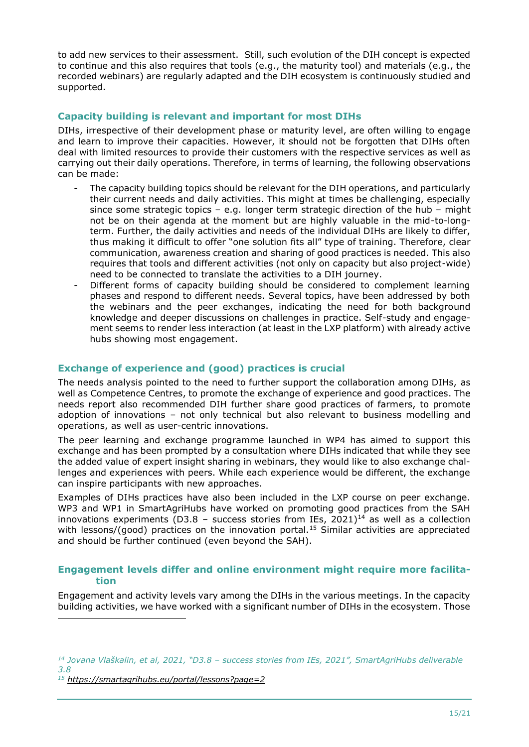to add new services to their assessment. Still, such evolution of the DIH concept is expected to continue and this also requires that tools (e.g., the maturity tool) and materials (e.g., the recorded webinars) are regularly adapted and the DIH ecosystem is continuously studied and supported.

### Capacity building is relevant and important for most DIHs

DIHs, irrespective of their development phase or maturity level, are often willing to engage and learn to improve their capacities. However, it should not be forgotten that DIHs often deal with limited resources to provide their customers with the respective services as well as carrying out their daily operations. Therefore, in terms of learning, the following observations can be made:

- The capacity building topics should be relevant for the DIH operations, and particularly their current needs and daily activities. This might at times be challenging, especially since some strategic topics – e.g. longer term strategic direction of the hub – might not be on their agenda at the moment but are highly valuable in the mid-to-long-term. Further, the daily activities and needs of the individual DIHs are likely to differ, thus making it difficult to offer "one solution fits all" type of training. Therefore, clear communication, awareness creation and sharing of good practices is needed. This also requires that tools and different activities (not only on capacity but also project-wide) need to be connected to translate the activities to a DIH journey.
- Different forms of capacity building should be considered to complement learning phases and respond to different needs. Several topics, have been addressed by both the webinars and the peer exchanges, indicating the need for both background knowledge and deeper discussions on challenges in practice. Self-study and engagement seems to render less interaction (at least in the LXP platform) with already active hubs showing most engagement.

### Exchange of experience and (good) practices is crucial

The needs analysis pointed to the need to further support the collaboration among DIHs, as well as Competence Centres, to promote the exchange of experience and good practices. The needs report also recommended DIH further share good practices of farmers, to promote adoption of innovations – not only technical but also relevant to business modelling and operations, as well as user-centric innovations.

The peer learning and exchange programme launched in WP4 has aimed to support this exchange and has been prompted by a consultation where DIHs indicated that while they see the added value of expert insight sharing in webinars, they would like to also exchange challenges and experiences with peers. While each experience would be different, the exchange can inspire participants with new approaches.

Examples of DIHs practices have also been included in the LXP course on peer exchange. WP3 and WP1 in SmartAgriHubs have worked on promoting good practices from the SAH innovations experiments (D3.8 – success stories from IEs, 2021)[14] as well as a collection with lessons/(good) practices on the innovation portal.[15] Similar activities are appreciated and should be further continued (even beyond the SAH).

### Engagement levels differ and online environment might require more facilitation

Engagement and activity levels vary among the DIHs in the various meetings. In the capacity building activities, we have worked with a significant number of DIHs in the ecosystem. Those

---

[14] *Jovana Vlaškalin, et al, 2021, "D3.8 – success stories from IEs, 2021", SmartAgriHubs deliverable 3.8*

[15] *https://smartagrihubs.eu/portal/lessons?page=2*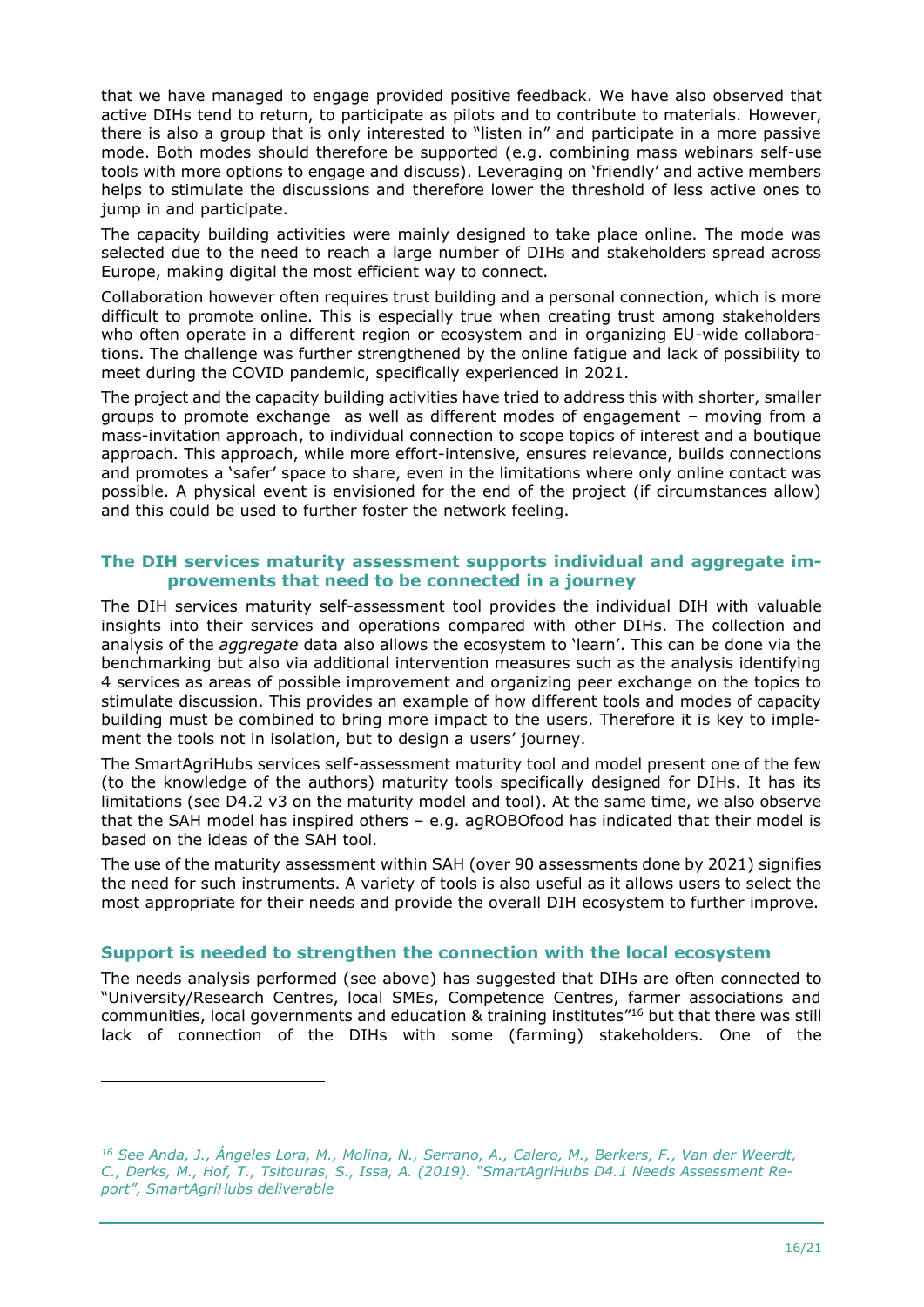that we have managed to engage provided positive feedback. We have also observed that active DIHs tend to return, to participate as pilots and to contribute to materials. However, there is also a group that is only interested to "listen in" and participate in a more passive mode. Both modes should therefore be supported (e.g. combining mass webinars self-use tools with more options to engage and discuss). Leveraging on 'friendly' and active members helps to stimulate the discussions and therefore lower the threshold of less active ones to jump in and participate.

The capacity building activities were mainly designed to take place online. The mode was selected due to the need to reach a large number of DIHs and stakeholders spread across Europe, making digital the most efficient way to connect.

Collaboration however often requires trust building and a personal connection, which is more difficult to promote online. This is especially true when creating trust among stakeholders who often operate in a different region or ecosystem and in organizing EU-wide collaborations. The challenge was further strengthened by the online fatigue and lack of possibility to meet during the COVID pandemic, specifically experienced in 2021.

The project and the capacity building activities have tried to address this with shorter, smaller groups to promote exchange as well as different modes of engagement – moving from a mass-invitation approach, to individual connection to scope topics of interest and a boutique approach. This approach, while more effort-intensive, ensures relevance, builds connections and promotes a 'safer' space to share, even in the limitations where only online contact was possible. A physical event is envisioned for the end of the project (if circumstances allow) and this could be used to further foster the network feeling.

### The DIH services maturity assessment supports individual and aggregate improvements that need to be connected in a journey

The DIH services maturity self-assessment tool provides the individual DIH with valuable insights into their services and operations compared with other DIHs. The collection and analysis of the *aggregate* data also allows the ecosystem to 'learn'. This can be done via the benchmarking but also via additional intervention measures such as the analysis identifying 4 services as areas of possible improvement and organizing peer exchange on the topics to stimulate discussion. This provides an example of how different tools and modes of capacity building must be combined to bring more impact to the users. Therefore it is key to implement the tools not in isolation, but to design a users' journey.

The SmartAgriHubs services self-assessment maturity tool and model present one of the few (to the knowledge of the authors) maturity tools specifically designed for DIHs. It has its limitations (see D4.2 v3 on the maturity model and tool). At the same time, we also observe that the SAH model has inspired others – e.g. agROBOfood has indicated that their model is based on the ideas of the SAH tool.

The use of the maturity assessment within SAH (over 90 assessments done by 2021) signifies the need for such instruments. A variety of tools is also useful as it allows users to select the most appropriate for their needs and provide the overall DIH ecosystem to further improve.

### Support is needed to strengthen the connection with the local ecosystem

The needs analysis performed (see above) has suggested that DIHs are often connected to "University/Research Centres, local SMEs, Competence Centres, farmer associations and communities, local governments and education & training institutes"[16] but that there was still lack of connection of the DIHs with some (farming) stakeholders. One of the

---

[16] *See Anda, J., Ángeles Lora, M., Molina, N., Serrano, A., Calero, M., Berkers, F., Van der Weerdt, C., Derks, M., Hof, T., Tsitouras, S., Issa, A. (2019). "SmartAgriHubs D4.1 Needs Assessment Report", SmartAgriHubs deliverable*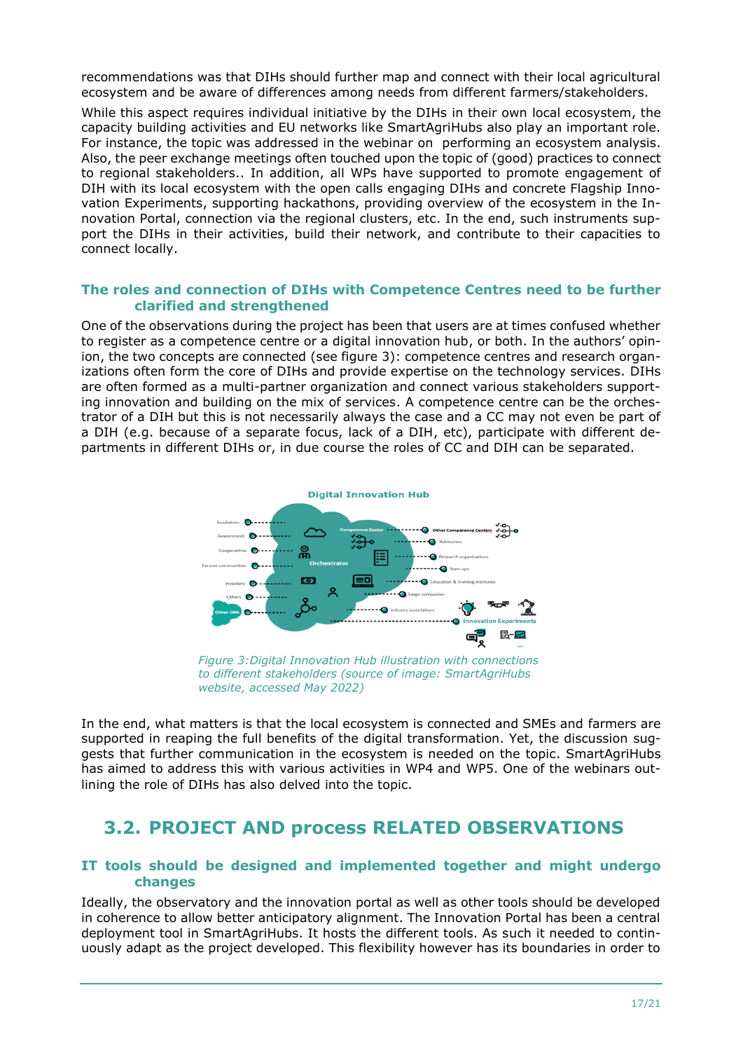recommendations was that DIHs should further map and connect with their local agricultural ecosystem and be aware of differences among needs from different farmers/stakeholders.

While this aspect requires individual initiative by the DIHs in their own local ecosystem, the capacity building activities and EU networks like SmartAgriHubs also play an important role. For instance, the topic was addressed in the webinar on performing an ecosystem analysis. Also, the peer exchange meetings often touched upon the topic of (good) practices to connect to regional stakeholders.. In addition, all WPs have supported to promote engagement of DIH with its local ecosystem with the open calls engaging DIHs and concrete Flagship Innovation Experiments, supporting hackathons, providing overview of the ecosystem in the Innovation Portal, connection via the regional clusters, etc. In the end, such instruments support the DIHs in their activities, build their network, and contribute to their capacities to connect locally.

### The roles and connection of DIHs with Competence Centres need to be further clarified and strengthened

One of the observations during the project has been that users are at times confused whether to register as a competence centre or a digital innovation hub, or both. In the authors' opinion, the two concepts are connected (see figure 3): competence centres and research organizations often form the core of DIHs and provide expertise on the technology services. DIHs are often formed as a multi-partner organization and connect various stakeholders supporting innovation and building on the mix of services. A competence centre can be the orchestrator of a DIH but this is not necessarily always the case and a CC may not even be part of a DIH (e.g. because of a separate focus, lack of a DIH, etc), participate with different departments in different DIHs or, in due course the roles of CC and DIH can be separated.

*Figure 3: Digital Innovation Hub illustration with connections to different stakeholders (source of image: SmartAgriHubs website, accessed May 2022)*

In the end, what matters is that the local ecosystem is connected and SMEs and farmers are supported in reaping the full benefits of the digital transformation. Yet, the discussion suggests that further communication in the ecosystem is needed on the topic. SmartAgriHubs has aimed to address this with various activities in WP4 and WP5. One of the webinars outlining the role of DIHs has also delved into the topic.

## 3.2. PROJECT AND process RELATED OBSERVATIONS

### IT tools should be designed and implemented together and might undergo changes

Ideally, the observatory and the innovation portal as well as other tools should be developed in coherence to allow better anticipatory alignment. The Innovation Portal has been a central deployment tool in SmartAgriHubs. It hosts the different tools. As such it needed to continuously adapt as the project developed. This flexibility however has its boundaries in order to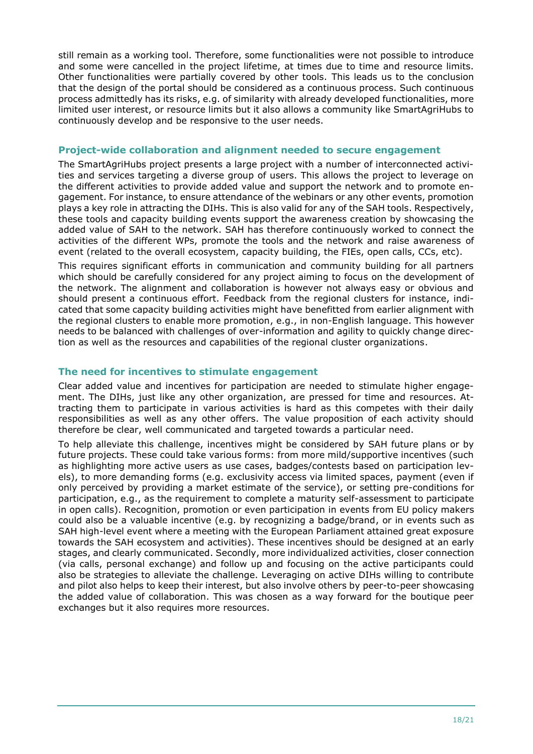still remain as a working tool. Therefore, some functionalities were not possible to introduce and some were cancelled in the project lifetime, at times due to time and resource limits. Other functionalities were partially covered by other tools. This leads us to the conclusion that the design of the portal should be considered as a continuous process. Such continuous process admittedly has its risks, e.g. of similarity with already developed functionalities, more limited user interest, or resource limits but it also allows a community like SmartAgriHubs to continuously develop and be responsive to the user needs.

### Project-wide collaboration and alignment needed to secure engagement

The SmartAgriHubs project presents a large project with a number of interconnected activities and services targeting a diverse group of users. This allows the project to leverage on the different activities to provide added value and support the network and to promote engagement. For instance, to ensure attendance of the webinars or any other events, promotion plays a key role in attracting the DIHs. This is also valid for any of the SAH tools. Respectively, these tools and capacity building events support the awareness creation by showcasing the added value of SAH to the network. SAH has therefore continuously worked to connect the activities of the different WPs, promote the tools and the network and raise awareness of event (related to the overall ecosystem, capacity building, the FIEs, open calls, CCs, etc).

This requires significant efforts in communication and community building for all partners which should be carefully considered for any project aiming to focus on the development of the network. The alignment and collaboration is however not always easy or obvious and should present a continuous effort. Feedback from the regional clusters for instance, indicated that some capacity building activities might have benefitted from earlier alignment with the regional clusters to enable more promotion, e.g., in non-English language. This however needs to be balanced with challenges of over-information and agility to quickly change direction as well as the resources and capabilities of the regional cluster organizations.

### The need for incentives to stimulate engagement

Clear added value and incentives for participation are needed to stimulate higher engagement. The DIHs, just like any other organization, are pressed for time and resources. Attracting them to participate in various activities is hard as this competes with their daily responsibilities as well as any other offers. The value proposition of each activity should therefore be clear, well communicated and targeted towards a particular need.

To help alleviate this challenge, incentives might be considered by SAH future plans or by future projects. These could take various forms: from more mild/supportive incentives (such as highlighting more active users as use cases, badges/contests based on participation levels), to more demanding forms (e.g. exclusivity access via limited spaces, payment (even if only perceived by providing a market estimate of the service), or setting pre-conditions for participation, e.g., as the requirement to complete a maturity self-assessment to participate in open calls). Recognition, promotion or even participation in events from EU policy makers could also be a valuable incentive (e.g. by recognizing a badge/brand, or in events such as SAH high-level event where a meeting with the European Parliament attained great exposure towards the SAH ecosystem and activities). These incentives should be designed at an early stages, and clearly communicated. Secondly, more individualized activities, closer connection (via calls, personal exchange) and follow up and focusing on the active participants could also be strategies to alleviate the challenge. Leveraging on active DIHs willing to contribute and pilot also helps to keep their interest, but also involve others by peer-to-peer showcasing the added value of collaboration. This was chosen as a way forward for the boutique peer exchanges but it also requires more resources.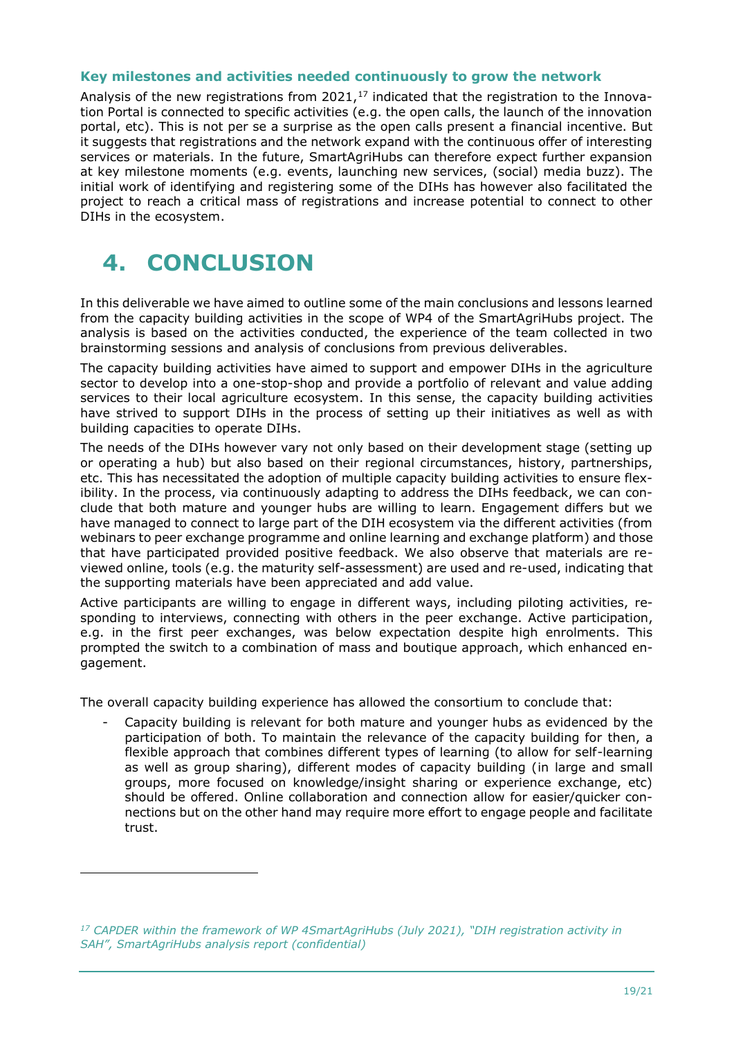### Key milestones and activities needed continuously to grow the network

Analysis of the new registrations from 2021,[17] indicated that the registration to the Innovation Portal is connected to specific activities (e.g. the open calls, the launch of the innovation portal, etc). This is not per se a surprise as the open calls present a financial incentive. But it suggests that registrations and the network expand with the continuous offer of interesting services or materials. In the future, SmartAgriHubs can therefore expect further expansion at key milestone moments (e.g. events, launching new services, (social) media buzz). The initial work of identifying and registering some of the DIHs has however also facilitated the project to reach a critical mass of registrations and increase potential to connect to other DIHs in the ecosystem.

# 4. CONCLUSION

In this deliverable we have aimed to outline some of the main conclusions and lessons learned from the capacity building activities in the scope of WP4 of the SmartAgriHubs project. The analysis is based on the activities conducted, the experience of the team collected in two brainstorming sessions and analysis of conclusions from previous deliverables.

The capacity building activities have aimed to support and empower DIHs in the agriculture sector to develop into a one-stop-shop and provide a portfolio of relevant and value adding services to their local agriculture ecosystem. In this sense, the capacity building activities have strived to support DIHs in the process of setting up their initiatives as well as with building capacities to operate DIHs.

The needs of the DIHs however vary not only based on their development stage (setting up or operating a hub) but also based on their regional circumstances, history, partnerships, etc. This has necessitated the adoption of multiple capacity building activities to ensure flexibility. In the process, via continuously adapting to address the DIHs feedback, we can conclude that both mature and younger hubs are willing to learn. Engagement differs but we have managed to connect to large part of the DIH ecosystem via the different activities (from webinars to peer exchange programme and online learning and exchange platform) and those that have participated provided positive feedback. We also observe that materials are reviewed online, tools (e.g. the maturity self-assessment) are used and re-used, indicating that the supporting materials have been appreciated and add value.

Active participants are willing to engage in different ways, including piloting activities, responding to interviews, connecting with others in the peer exchange. Active participation, e.g. in the first peer exchanges, was below expectation despite high enrolments. This prompted the switch to a combination of mass and boutique approach, which enhanced engagement.

The overall capacity building experience has allowed the consortium to conclude that:

- Capacity building is relevant for both mature and younger hubs as evidenced by the participation of both. To maintain the relevance of the capacity building for then, a flexible approach that combines different types of learning (to allow for self-learning as well as group sharing), different modes of capacity building (in large and small groups, more focused on knowledge/insight sharing or experience exchange, etc) should be offered. Online collaboration and connection allow for easier/quicker connections but on the other hand may require more effort to engage people and facilitate trust.

---

*[17] CAPDER within the framework of WP 4SmartAgriHubs (July 2021), "DIH registration activity in SAH", SmartAgriHubs analysis report (confidential)*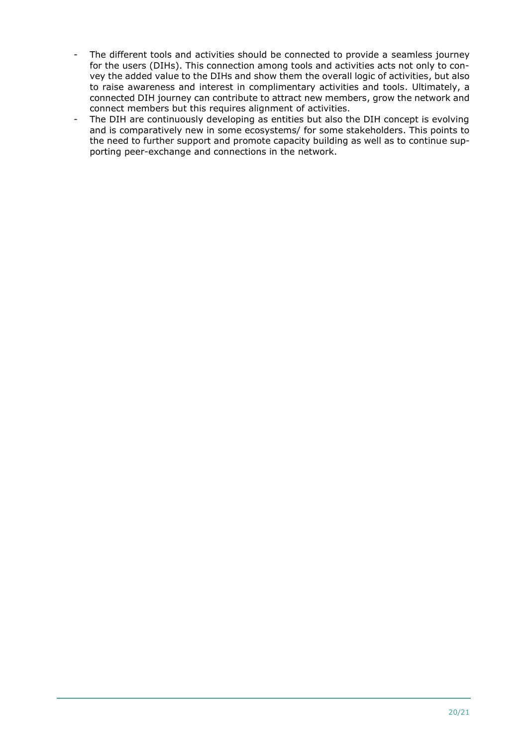- The different tools and activities should be connected to provide a seamless journey for the users (DIHs). This connection among tools and activities acts not only to convey the added value to the DIHs and show them the overall logic of activities, but also to raise awareness and interest in complimentary activities and tools. Ultimately, a connected DIH journey can contribute to attract new members, grow the network and connect members but this requires alignment of activities.
- The DIH are continuously developing as entities but also the DIH concept is evolving and is comparatively new in some ecosystems/ for some stakeholders. This points to the need to further support and promote capacity building as well as to continue supporting peer-exchange and connections in the network.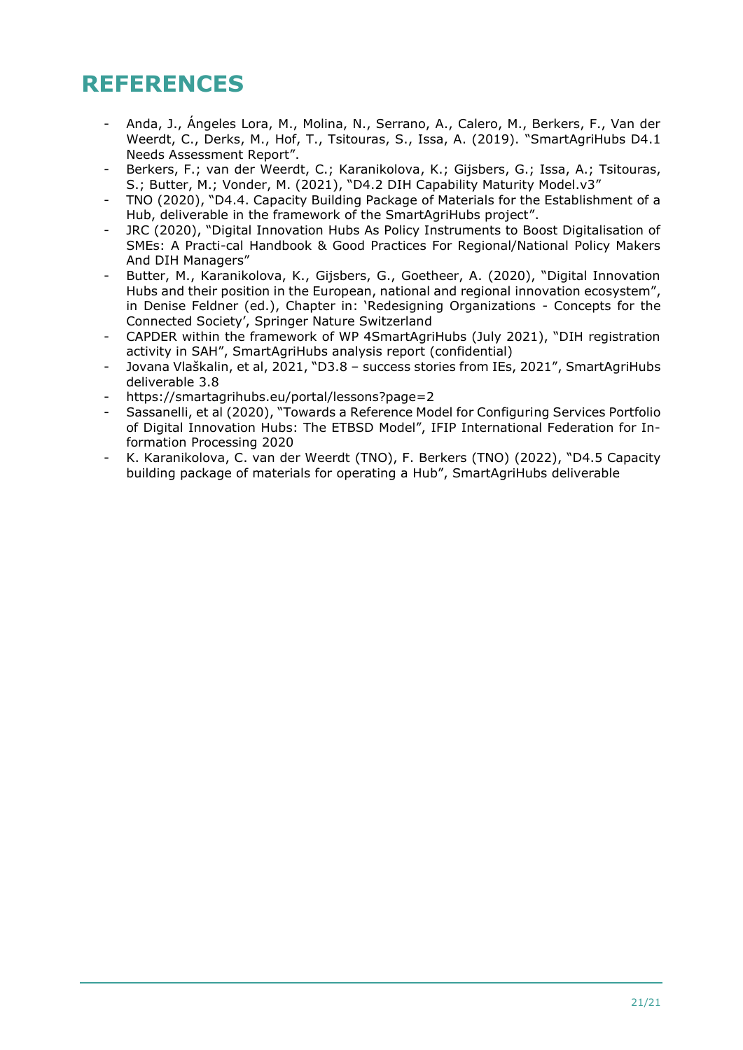# REFERENCES

- Anda, J., Ángeles Lora, M., Molina, N., Serrano, A., Calero, M., Berkers, F., Van der Weerdt, C., Derks, M., Hof, T., Tsitouras, S., Issa, A. (2019). "SmartAgriHubs D4.1 Needs Assessment Report".
- Berkers, F.; van der Weerdt, C.; Karanikolova, K.; Gijsbers, G.; Issa, A.; Tsitouras, S.; Butter, M.; Vonder, M. (2021), "D4.2 DIH Capability Maturity Model.v3"
- TNO (2020), "D4.4. Capacity Building Package of Materials for the Establishment of a Hub, deliverable in the framework of the SmartAgriHubs project".
- JRC (2020), "Digital Innovation Hubs As Policy Instruments to Boost Digitalisation of SMEs: A Practi-cal Handbook & Good Practices For Regional/National Policy Makers And DIH Managers"
- Butter, M., Karanikolova, K., Gijsbers, G., Goetheer, A. (2020), "Digital Innovation Hubs and their position in the European, national and regional innovation ecosystem", in Denise Feldner (ed.), Chapter in: 'Redesigning Organizations - Concepts for the Connected Society', Springer Nature Switzerland
- CAPDER within the framework of WP 4SmartAgriHubs (July 2021), "DIH registration activity in SAH", SmartAgriHubs analysis report (confidential)
- Jovana Vlaškalin, et al, 2021, "D3.8 – success stories from IEs, 2021", SmartAgriHubs deliverable 3.8
- https://smartagrihubs.eu/portal/lessons?page=2
- Sassanelli, et al (2020), "Towards a Reference Model for Configuring Services Portfolio of Digital Innovation Hubs: The ETBSD Model", IFIP International Federation for In-formation Processing 2020
- K. Karanikolova, C. van der Weerdt (TNO), F. Berkers (TNO) (2022), "D4.5 Capacity building package of materials for operating a Hub", SmartAgriHubs deliverable